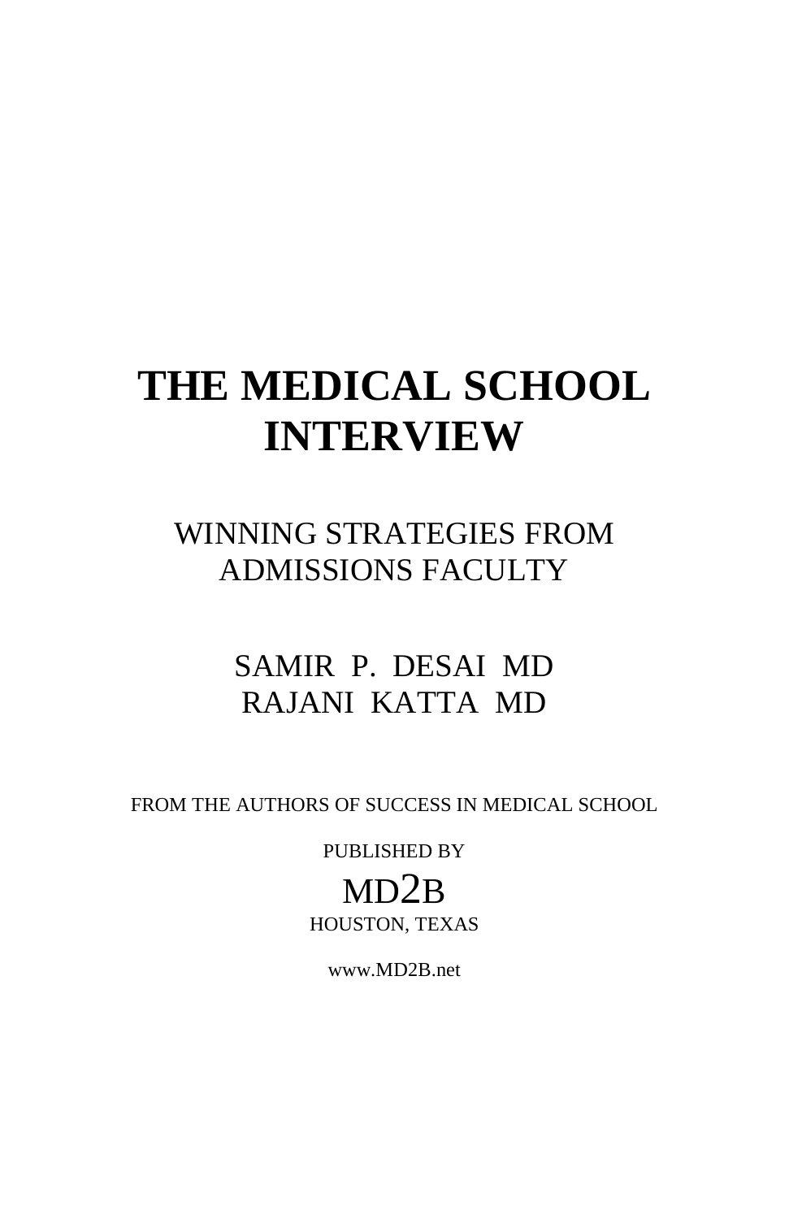# THE MEDICAL SCHOOL INTERVIEW

## WINNING STRATEGIES FROM ADMISSIONS FACULTY

SAMIR P. DESAI MD
RAJANI KATTA MD

FROM THE AUTHORS OF SUCCESS IN MEDICAL SCHOOL

PUBLISHED BY

MD2B

HOUSTON, TEXAS

www.MD2B.net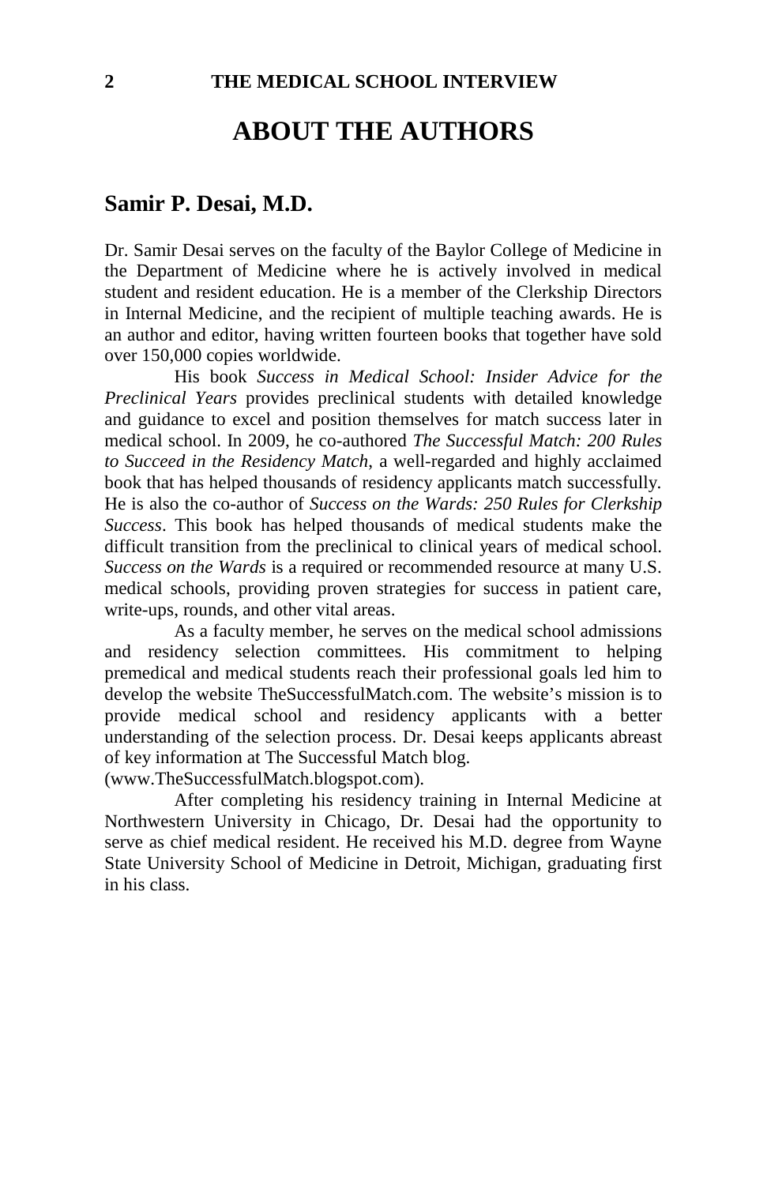# ABOUT THE AUTHORS

## Samir P. Desai, M.D.

Dr. Samir Desai serves on the faculty of the Baylor College of Medicine in the Department of Medicine where he is actively involved in medical student and resident education. He is a member of the Clerkship Directors in Internal Medicine, and the recipient of multiple teaching awards. He is an author and editor, having written fourteen books that together have sold over 150,000 copies worldwide.

His book *Success in Medical School: Insider Advice for the Preclinical Years* provides preclinical students with detailed knowledge and guidance to excel and position themselves for match success later in medical school. In 2009, he co-authored *The Successful Match: 200 Rules to Succeed in the Residency Match*, a well-regarded and highly acclaimed book that has helped thousands of residency applicants match successfully. He is also the co-author of *Success on the Wards: 250 Rules for Clerkship Success*. This book has helped thousands of medical students make the difficult transition from the preclinical to clinical years of medical school. *Success on the Wards* is a required or recommended resource at many U.S. medical schools, providing proven strategies for success in patient care, write-ups, rounds, and other vital areas.

As a faculty member, he serves on the medical school admissions and residency selection committees. His commitment to helping premedical and medical students reach their professional goals led him to develop the website TheSuccessfulMatch.com. The website's mission is to provide medical school and residency applicants with a better understanding of the selection process. Dr. Desai keeps applicants abreast of key information at The Successful Match blog. (www.TheSuccessfulMatch.blogspot.com).

After completing his residency training in Internal Medicine at Northwestern University in Chicago, Dr. Desai had the opportunity to serve as chief medical resident. He received his M.D. degree from Wayne State University School of Medicine in Detroit, Michigan, graduating first in his class.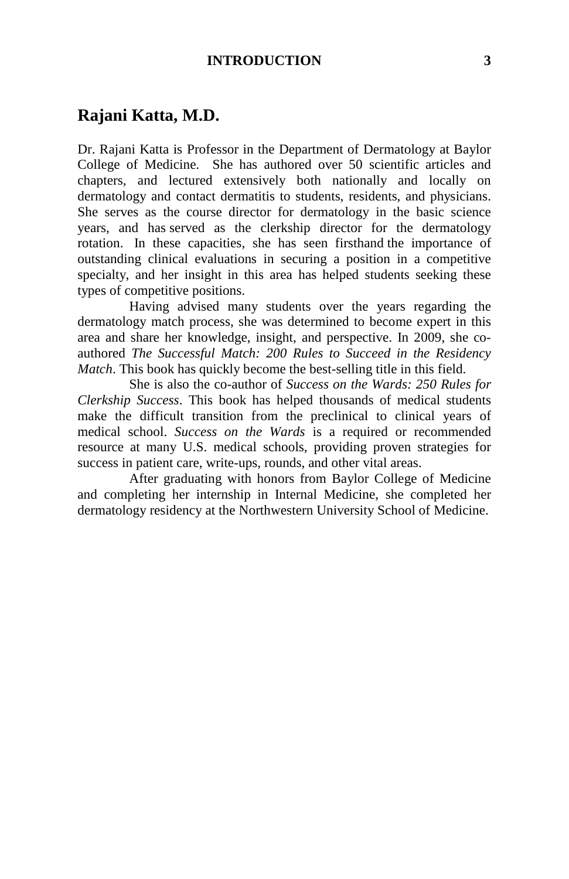## Rajani Katta, M.D.

Dr. Rajani Katta is Professor in the Department of Dermatology at Baylor College of Medicine. She has authored over 50 scientific articles and chapters, and lectured extensively both nationally and locally on dermatology and contact dermatitis to students, residents, and physicians. She serves as the course director for dermatology in the basic science years, and has served as the clerkship director for the dermatology rotation. In these capacities, she has seen firsthand the importance of outstanding clinical evaluations in securing a position in a competitive specialty, and her insight in this area has helped students seeking these types of competitive positions.

Having advised many students over the years regarding the dermatology match process, she was determined to become expert in this area and share her knowledge, insight, and perspective. In 2009, she co-authored *The Successful Match: 200 Rules to Succeed in the Residency Match*. This book has quickly become the best-selling title in this field.

She is also the co-author of *Success on the Wards: 250 Rules for Clerkship Success*. This book has helped thousands of medical students make the difficult transition from the preclinical to clinical years of medical school. *Success on the Wards* is a required or recommended resource at many U.S. medical schools, providing proven strategies for success in patient care, write-ups, rounds, and other vital areas.

After graduating with honors from Baylor College of Medicine and completing her internship in Internal Medicine, she completed her dermatology residency at the Northwestern University School of Medicine.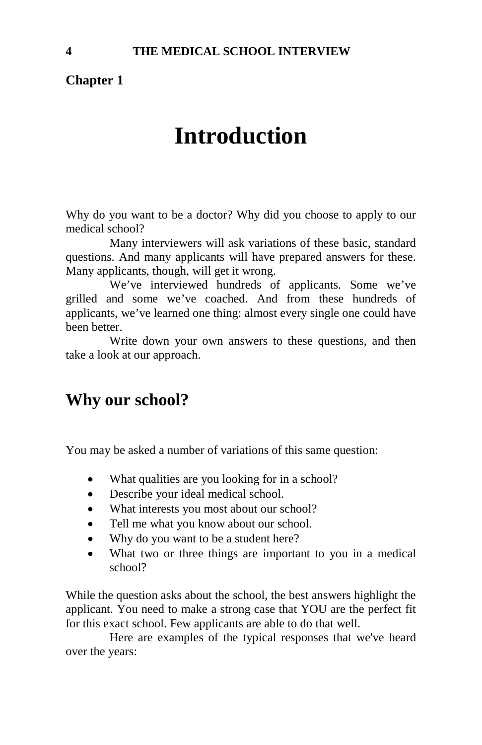**Chapter 1**

# Introduction

Why do you want to be a doctor? Why did you choose to apply to our medical school?

Many interviewers will ask variations of these basic, standard questions. And many applicants will have prepared answers for these. Many applicants, though, will get it wrong.

We've interviewed hundreds of applicants. Some we've grilled and some we've coached. And from these hundreds of applicants, we've learned one thing: almost every single one could have been better.

Write down your own answers to these questions, and then take a look at our approach.

## Why our school?

You may be asked a number of variations of this same question:

- What qualities are you looking for in a school?
- Describe your ideal medical school.
- What interests you most about our school?
- Tell me what you know about our school.
- Why do you want to be a student here?
- What two or three things are important to you in a medical school?

While the question asks about the school, the best answers highlight the applicant. You need to make a strong case that YOU are the perfect fit for this exact school. Few applicants are able to do that well.

Here are examples of the typical responses that we've heard over the years: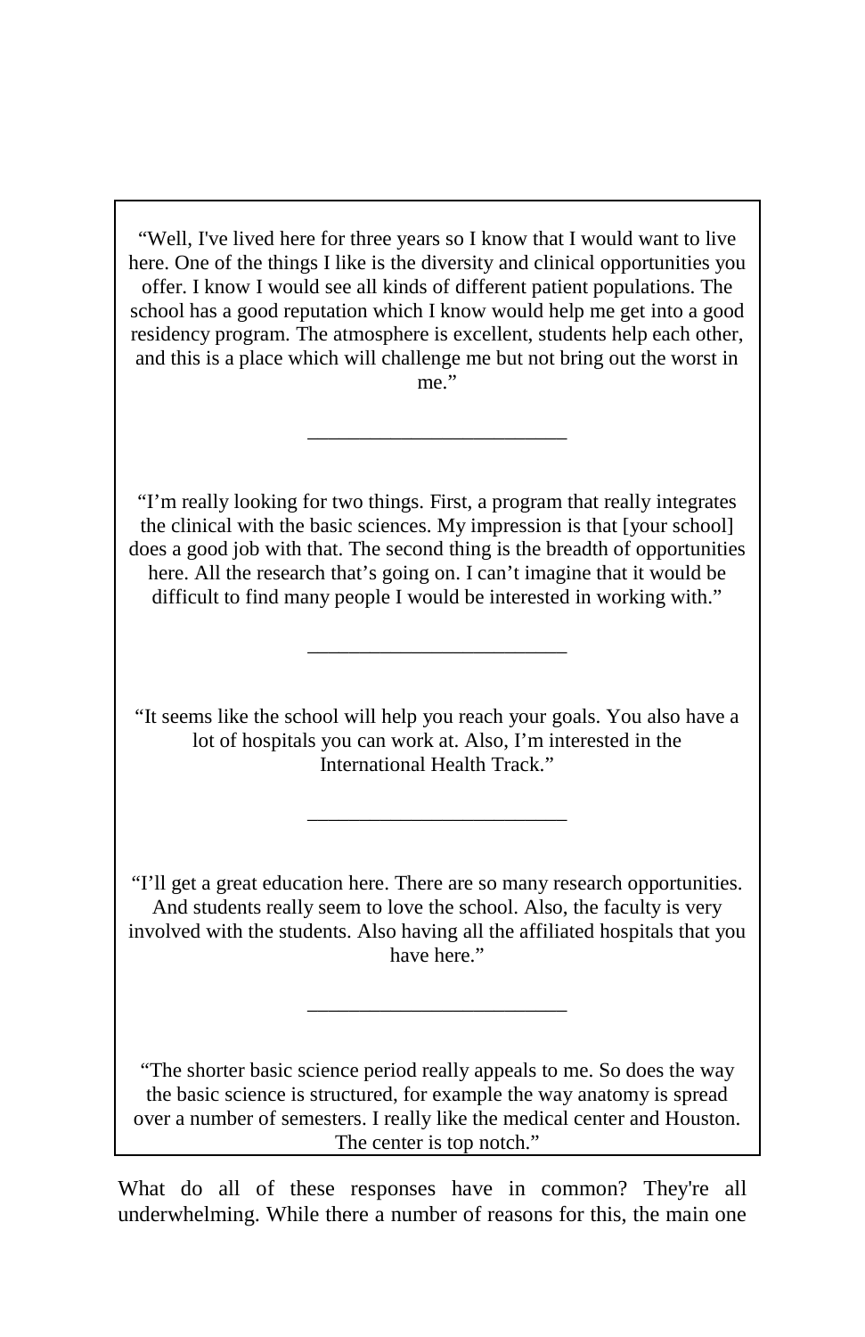"Well, I've lived here for three years so I know that I would want to live here. One of the things I like is the diversity and clinical opportunities you offer. I know I would see all kinds of different patient populations. The school has a good reputation which I know would help me get into a good residency program. The atmosphere is excellent, students help each other, and this is a place which will challenge me but not bring out the worst in me."

---

"I'm really looking for two things. First, a program that really integrates the clinical with the basic sciences. My impression is that [your school] does a good job with that. The second thing is the breadth of opportunities here. All the research that's going on. I can't imagine that it would be difficult to find many people I would be interested in working with."

---

"It seems like the school will help you reach your goals. You also have a lot of hospitals you can work at. Also, I'm interested in the International Health Track."

---

"I'll get a great education here. There are so many research opportunities. And students really seem to love the school. Also, the faculty is very involved with the students. Also having all the affiliated hospitals that you have here."

---

"The shorter basic science period really appeals to me. So does the way the basic science is structured, for example the way anatomy is spread over a number of semesters. I really like the medical center and Houston. The center is top notch."

What do all of these responses have in common? They're all underwhelming. While there a number of reasons for this, the main one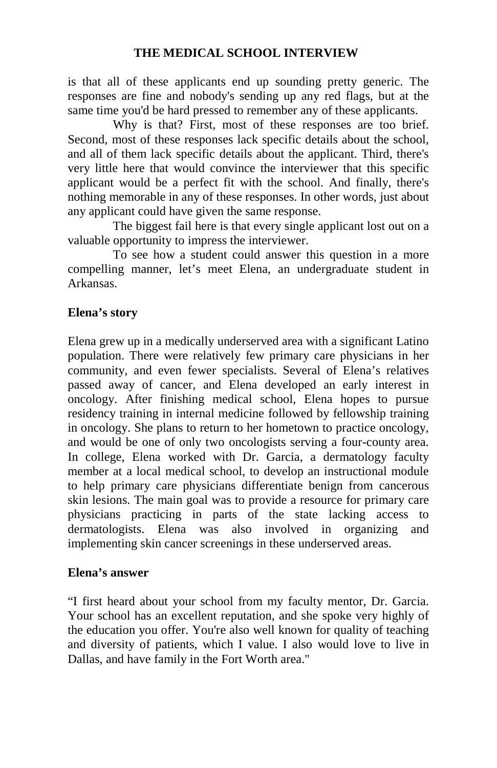is that all of these applicants end up sounding pretty generic. The responses are fine and nobody's sending up any red flags, but at the same time you'd be hard pressed to remember any of these applicants.

Why is that? First, most of these responses are too brief. Second, most of these responses lack specific details about the school, and all of them lack specific details about the applicant. Third, there's very little here that would convince the interviewer that this specific applicant would be a perfect fit with the school. And finally, there's nothing memorable in any of these responses. In other words, just about any applicant could have given the same response.

The biggest fail here is that every single applicant lost out on a valuable opportunity to impress the interviewer.

To see how a student could answer this question in a more compelling manner, let's meet Elena, an undergraduate student in Arkansas.

**Elena's story**

Elena grew up in a medically underserved area with a significant Latino population. There were relatively few primary care physicians in her community, and even fewer specialists. Several of Elena's relatives passed away of cancer, and Elena developed an early interest in oncology. After finishing medical school, Elena hopes to pursue residency training in internal medicine followed by fellowship training in oncology. She plans to return to her hometown to practice oncology, and would be one of only two oncologists serving a four-county area. In college, Elena worked with Dr. Garcia, a dermatology faculty member at a local medical school, to develop an instructional module to help primary care physicians differentiate benign from cancerous skin lesions. The main goal was to provide a resource for primary care physicians practicing in parts of the state lacking access to dermatologists. Elena was also involved in organizing and implementing skin cancer screenings in these underserved areas.

**Elena's answer**

"I first heard about your school from my faculty mentor, Dr. Garcia. Your school has an excellent reputation, and she spoke very highly of the education you offer. You're also well known for quality of teaching and diversity of patients, which I value. I also would love to live in Dallas, and have family in the Fort Worth area."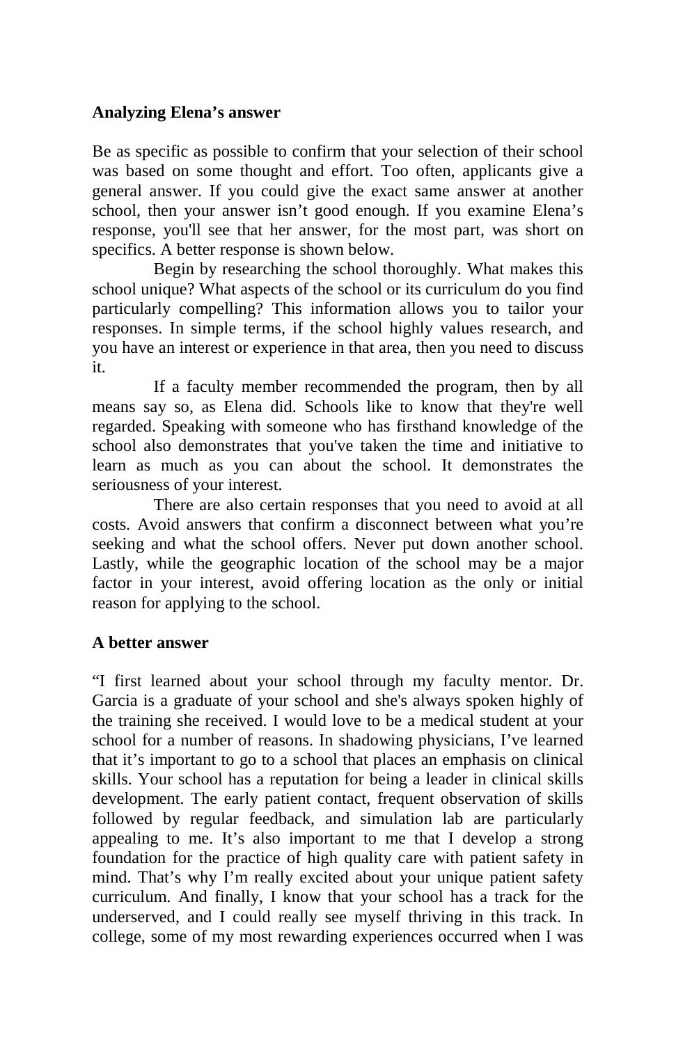**Analyzing Elena's answer**

Be as specific as possible to confirm that your selection of their school was based on some thought and effort. Too often, applicants give a general answer. If you could give the exact same answer at another school, then your answer isn't good enough. If you examine Elena's response, you'll see that her answer, for the most part, was short on specifics. A better response is shown below.

Begin by researching the school thoroughly. What makes this school unique? What aspects of the school or its curriculum do you find particularly compelling? This information allows you to tailor your responses. In simple terms, if the school highly values research, and you have an interest or experience in that area, then you need to discuss it.

If a faculty member recommended the program, then by all means say so, as Elena did. Schools like to know that they're well regarded. Speaking with someone who has firsthand knowledge of the school also demonstrates that you've taken the time and initiative to learn as much as you can about the school. It demonstrates the seriousness of your interest.

There are also certain responses that you need to avoid at all costs. Avoid answers that confirm a disconnect between what you're seeking and what the school offers. Never put down another school. Lastly, while the geographic location of the school may be a major factor in your interest, avoid offering location as the only or initial reason for applying to the school.

**A better answer**

"I first learned about your school through my faculty mentor. Dr. Garcia is a graduate of your school and she's always spoken highly of the training she received. I would love to be a medical student at your school for a number of reasons. In shadowing physicians, I've learned that it's important to go to a school that places an emphasis on clinical skills. Your school has a reputation for being a leader in clinical skills development. The early patient contact, frequent observation of skills followed by regular feedback, and simulation lab are particularly appealing to me. It's also important to me that I develop a strong foundation for the practice of high quality care with patient safety in mind. That's why I'm really excited about your unique patient safety curriculum. And finally, I know that your school has a track for the underserved, and I could really see myself thriving in this track. In college, some of my most rewarding experiences occurred when I was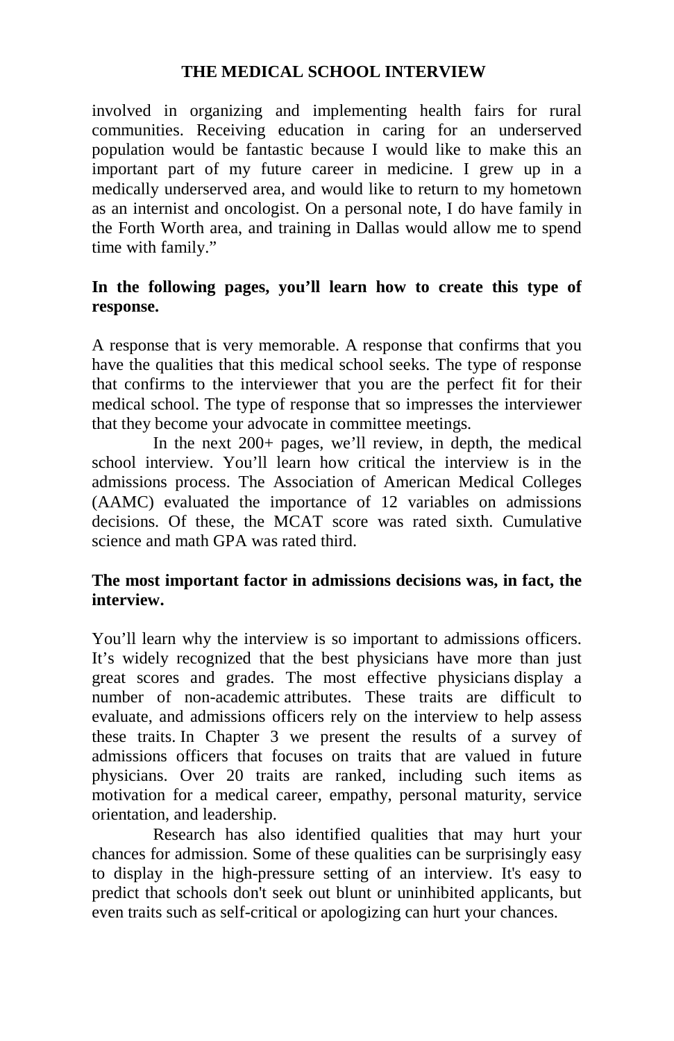involved in organizing and implementing health fairs for rural communities. Receiving education in caring for an underserved population would be fantastic because I would like to make this an important part of my future career in medicine. I grew up in a medically underserved area, and would like to return to my hometown as an internist and oncologist. On a personal note, I do have family in the Forth Worth area, and training in Dallas would allow me to spend time with family."

**In the following pages, you'll learn how to create this type of response.**

A response that is very memorable. A response that confirms that you have the qualities that this medical school seeks. The type of response that confirms to the interviewer that you are the perfect fit for their medical school. The type of response that so impresses the interviewer that they become your advocate in committee meetings.

In the next 200+ pages, we'll review, in depth, the medical school interview. You'll learn how critical the interview is in the admissions process. The Association of American Medical Colleges (AAMC) evaluated the importance of 12 variables on admissions decisions. Of these, the MCAT score was rated sixth. Cumulative science and math GPA was rated third.

**The most important factor in admissions decisions was, in fact, the interview.**

You'll learn why the interview is so important to admissions officers. It's widely recognized that the best physicians have more than just great scores and grades. The most effective physicians display a number of non-academic attributes. These traits are difficult to evaluate, and admissions officers rely on the interview to help assess these traits. In Chapter 3 we present the results of a survey of admissions officers that focuses on traits that are valued in future physicians. Over 20 traits are ranked, including such items as motivation for a medical career, empathy, personal maturity, service orientation, and leadership.

Research has also identified qualities that may hurt your chances for admission. Some of these qualities can be surprisingly easy to display in the high-pressure setting of an interview. It's easy to predict that schools don't seek out blunt or uninhibited applicants, but even traits such as self-critical or apologizing can hurt your chances.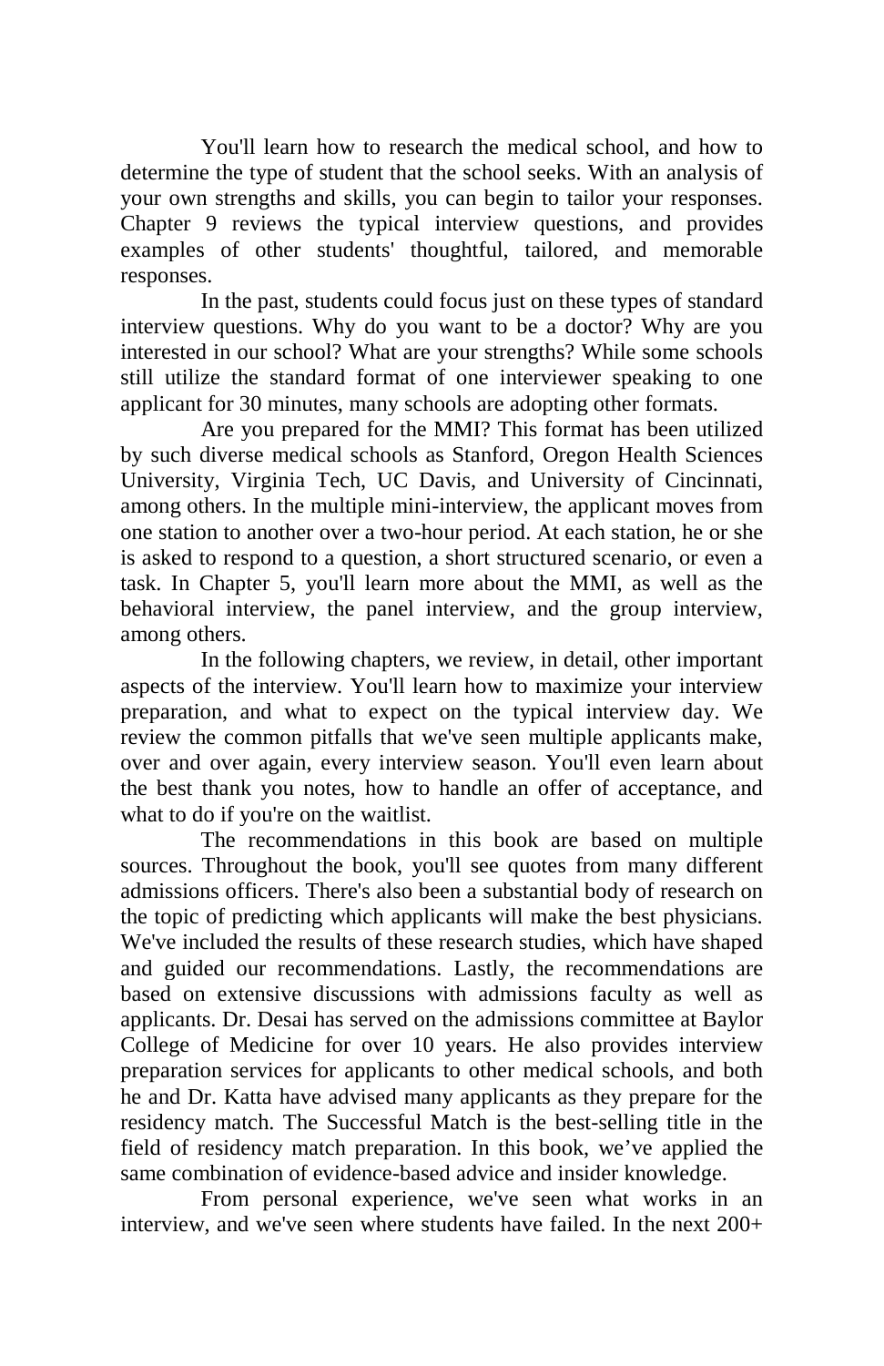You'll learn how to research the medical school, and how to determine the type of student that the school seeks. With an analysis of your own strengths and skills, you can begin to tailor your responses. Chapter 9 reviews the typical interview questions, and provides examples of other students' thoughtful, tailored, and memorable responses.

In the past, students could focus just on these types of standard interview questions. Why do you want to be a doctor? Why are you interested in our school? What are your strengths? While some schools still utilize the standard format of one interviewer speaking to one applicant for 30 minutes, many schools are adopting other formats.

Are you prepared for the MMI? This format has been utilized by such diverse medical schools as Stanford, Oregon Health Sciences University, Virginia Tech, UC Davis, and University of Cincinnati, among others. In the multiple mini-interview, the applicant moves from one station to another over a two-hour period. At each station, he or she is asked to respond to a question, a short structured scenario, or even a task. In Chapter 5, you'll learn more about the MMI, as well as the behavioral interview, the panel interview, and the group interview, among others.

In the following chapters, we review, in detail, other important aspects of the interview. You'll learn how to maximize your interview preparation, and what to expect on the typical interview day. We review the common pitfalls that we've seen multiple applicants make, over and over again, every interview season. You'll even learn about the best thank you notes, how to handle an offer of acceptance, and what to do if you're on the waitlist.

The recommendations in this book are based on multiple sources. Throughout the book, you'll see quotes from many different admissions officers. There's also been a substantial body of research on the topic of predicting which applicants will make the best physicians. We've included the results of these research studies, which have shaped and guided our recommendations. Lastly, the recommendations are based on extensive discussions with admissions faculty as well as applicants. Dr. Desai has served on the admissions committee at Baylor College of Medicine for over 10 years. He also provides interview preparation services for applicants to other medical schools, and both he and Dr. Katta have advised many applicants as they prepare for the residency match. The Successful Match is the best-selling title in the field of residency match preparation. In this book, we've applied the same combination of evidence-based advice and insider knowledge.

From personal experience, we've seen what works in an interview, and we've seen where students have failed. In the next 200+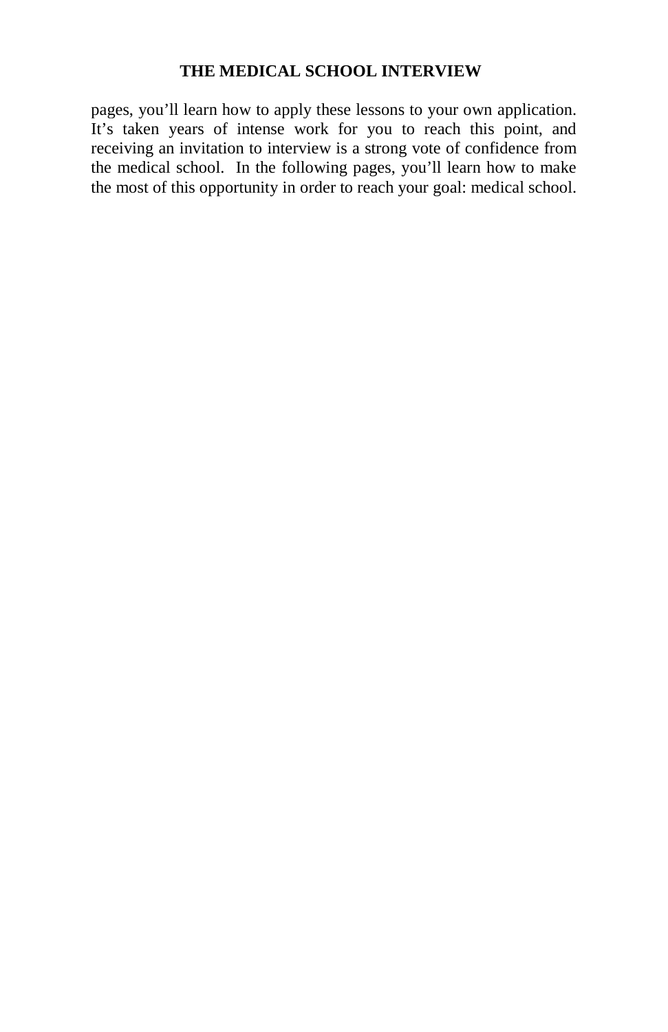pages, you'll learn how to apply these lessons to your own application. It's taken years of intense work for you to reach this point, and receiving an invitation to interview is a strong vote of confidence from the medical school. In the following pages, you'll learn how to make the most of this opportunity in order to reach your goal: medical school.